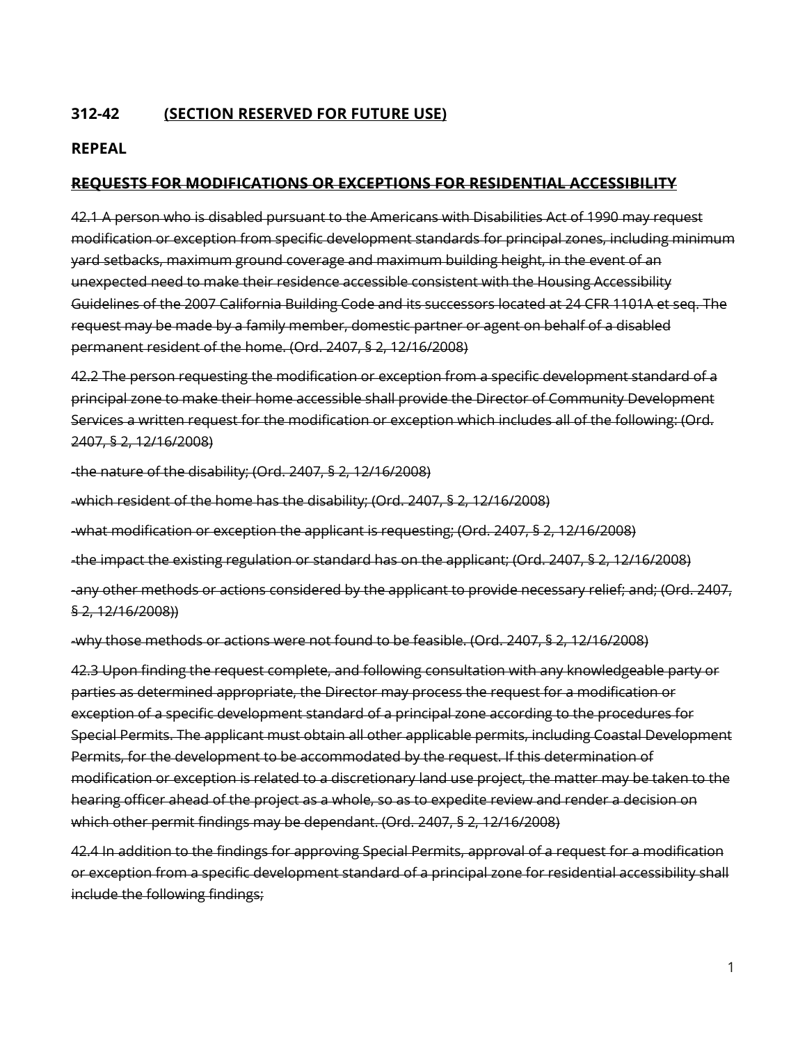**312-42 (SECTION RESERVED FOR FUTURE USE)**

**REPEAL**

**~~REQUESTS FOR MODIFICATIONS OR EXCEPTIONS FOR RESIDENTIAL ACCESSIBILITY~~**

~~42.1 A person who is disabled pursuant to the Americans with Disabilities Act of 1990 may request modification or exception from specific development standards for principal zones, including minimum yard setbacks, maximum ground coverage and maximum building height, in the event of an unexpected need to make their residence accessible consistent with the Housing Accessibility Guidelines of the 2007 California Building Code and its successors located at 24 CFR 1101A et seq. The request may be made by a family member, domestic partner or agent on behalf of a disabled permanent resident of the home. (Ord. 2407, § 2, 12/16/2008)~~

~~42.2 The person requesting the modification or exception from a specific development standard of a principal zone to make their home accessible shall provide the Director of Community Development Services a written request for the modification or exception which includes all of the following: (Ord. 2407, § 2, 12/16/2008)~~

~~-the nature of the disability; (Ord. 2407, § 2, 12/16/2008)~~

~~-which resident of the home has the disability; (Ord. 2407, § 2, 12/16/2008)~~

~~-what modification or exception the applicant is requesting; (Ord. 2407, § 2, 12/16/2008)~~

~~-the impact the existing regulation or standard has on the applicant; (Ord. 2407, § 2, 12/16/2008)~~

~~-any other methods or actions considered by the applicant to provide necessary relief; and; (Ord. 2407, § 2, 12/16/2008))~~

~~-why those methods or actions were not found to be feasible. (Ord. 2407, § 2, 12/16/2008)~~

~~42.3 Upon finding the request complete, and following consultation with any knowledgeable party or parties as determined appropriate, the Director may process the request for a modification or exception of a specific development standard of a principal zone according to the procedures for Special Permits. The applicant must obtain all other applicable permits, including Coastal Development Permits, for the development to be accommodated by the request. If this determination of modification or exception is related to a discretionary land use project, the matter may be taken to the hearing officer ahead of the project as a whole, so as to expedite review and render a decision on which other permit findings may be dependant. (Ord. 2407, § 2, 12/16/2008)~~

~~42.4 In addition to the findings for approving Special Permits, approval of a request for a modification or exception from a specific development standard of a principal zone for residential accessibility shall include the following findings;~~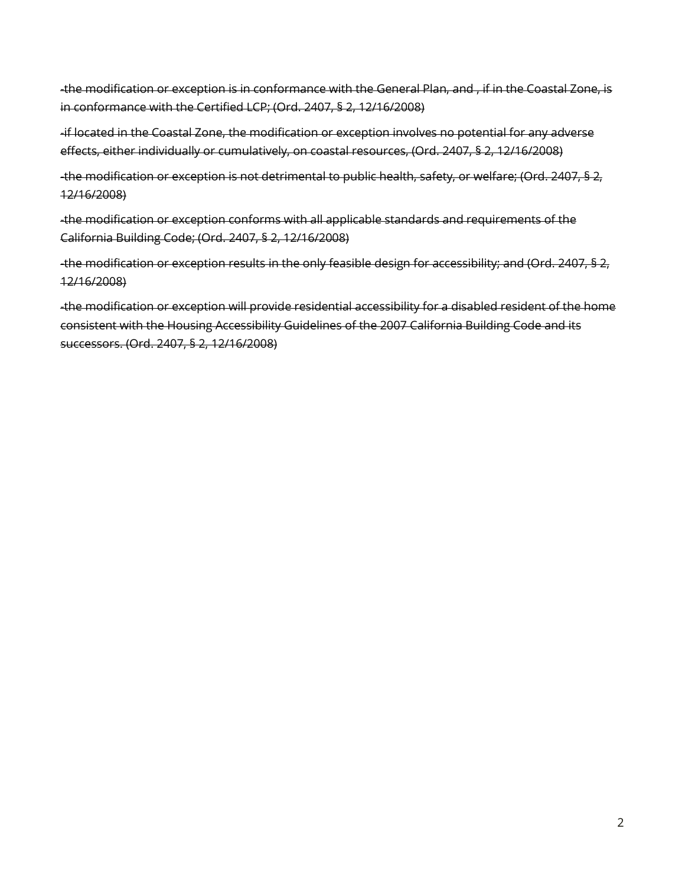~~-the modification or exception is in conformance with the General Plan, and , if in the Coastal Zone, is in conformance with the Certified LCP; (Ord. 2407, § 2, 12/16/2008)~~

~~-if located in the Coastal Zone, the modification or exception involves no potential for any adverse effects, either individually or cumulatively, on coastal resources, (Ord. 2407, § 2, 12/16/2008)~~

~~-the modification or exception is not detrimental to public health, safety, or welfare; (Ord. 2407, § 2, 12/16/2008)~~

~~-the modification or exception conforms with all applicable standards and requirements of the California Building Code; (Ord. 2407, § 2, 12/16/2008)~~

~~-the modification or exception results in the only feasible design for accessibility; and (Ord. 2407, § 2, 12/16/2008)~~

~~-the modification or exception will provide residential accessibility for a disabled resident of the home consistent with the Housing Accessibility Guidelines of the 2007 California Building Code and its successors. (Ord. 2407, § 2, 12/16/2008)~~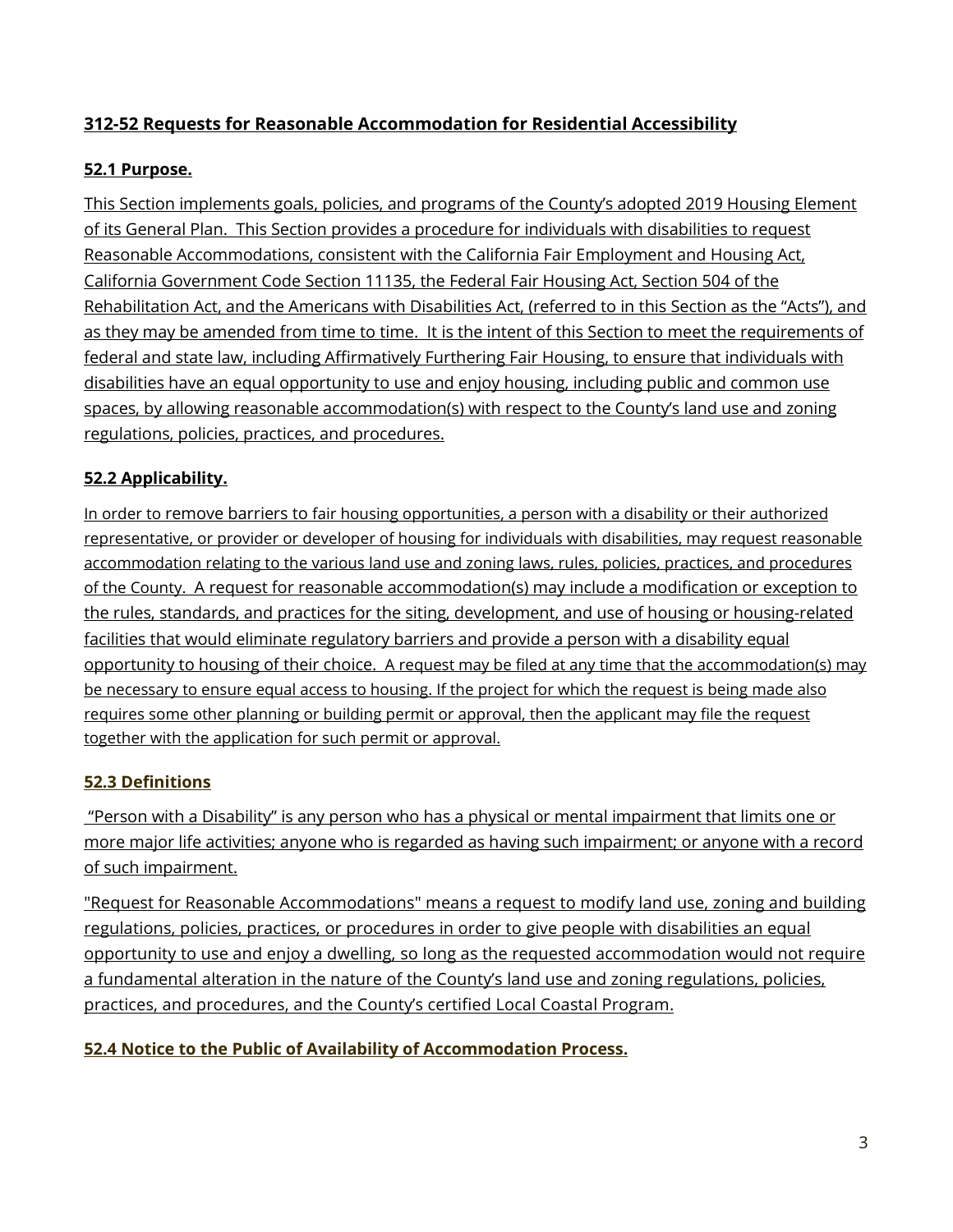## 312-52 Requests for Reasonable Accommodation for Residential Accessibility

### 52.1 Purpose.

This Section implements goals, policies, and programs of the County's adopted 2019 Housing Element of its General Plan. This Section provides a procedure for individuals with disabilities to request Reasonable Accommodations, consistent with the California Fair Employment and Housing Act, California Government Code Section 11135, the Federal Fair Housing Act, Section 504 of the Rehabilitation Act, and the Americans with Disabilities Act, (referred to in this Section as the "Acts"), and as they may be amended from time to time. It is the intent of this Section to meet the requirements of federal and state law, including Affirmatively Furthering Fair Housing, to ensure that individuals with disabilities have an equal opportunity to use and enjoy housing, including public and common use spaces, by allowing reasonable accommodation(s) with respect to the County's land use and zoning regulations, policies, practices, and procedures.

### 52.2 Applicability.

In order to remove barriers to fair housing opportunities, a person with a disability or their authorized representative, or provider or developer of housing for individuals with disabilities, may request reasonable accommodation relating to the various land use and zoning laws, rules, policies, practices, and procedures of the County. A request for reasonable accommodation(s) may include a modification or exception to the rules, standards, and practices for the siting, development, and use of housing or housing-related facilities that would eliminate regulatory barriers and provide a person with a disability equal opportunity to housing of their choice. A request may be filed at any time that the accommodation(s) may be necessary to ensure equal access to housing. If the project for which the request is being made also requires some other planning or building permit or approval, then the applicant may file the request together with the application for such permit or approval.

### 52.3 Definitions

"Person with a Disability" is any person who has a physical or mental impairment that limits one or more major life activities; anyone who is regarded as having such impairment; or anyone with a record of such impairment.

"Request for Reasonable Accommodations" means a request to modify land use, zoning and building regulations, policies, practices, or procedures in order to give people with disabilities an equal opportunity to use and enjoy a dwelling, so long as the requested accommodation would not require a fundamental alteration in the nature of the County's land use and zoning regulations, policies, practices, and procedures, and the County's certified Local Coastal Program.

### 52.4 Notice to the Public of Availability of Accommodation Process.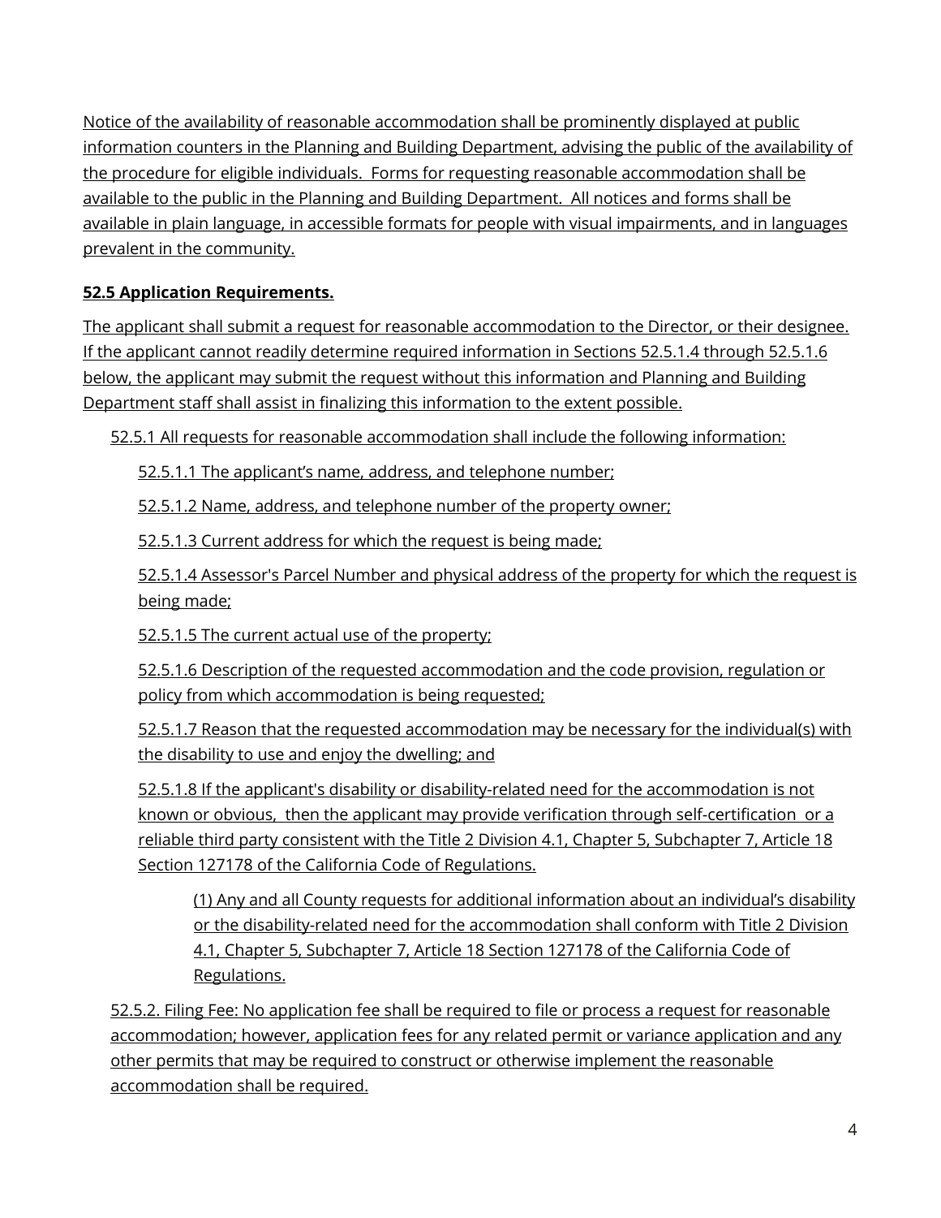Notice of the availability of reasonable accommodation shall be prominently displayed at public information counters in the Planning and Building Department, advising the public of the availability of the procedure for eligible individuals. Forms for requesting reasonable accommodation shall be available to the public in the Planning and Building Department. All notices and forms shall be available in plain language, in accessible formats for people with visual impairments, and in languages prevalent in the community.

**52.5 Application Requirements.**

The applicant shall submit a request for reasonable accommodation to the Director, or their designee. If the applicant cannot readily determine required information in Sections 52.5.1.4 through 52.5.1.6 below, the applicant may submit the request without this information and Planning and Building Department staff shall assist in finalizing this information to the extent possible.

52.5.1 All requests for reasonable accommodation shall include the following information:

52.5.1.1 The applicant's name, address, and telephone number;

52.5.1.2 Name, address, and telephone number of the property owner;

52.5.1.3 Current address for which the request is being made;

52.5.1.4 Assessor's Parcel Number and physical address of the property for which the request is being made;

52.5.1.5 The current actual use of the property;

52.5.1.6 Description of the requested accommodation and the code provision, regulation or policy from which accommodation is being requested;

52.5.1.7 Reason that the requested accommodation may be necessary for the individual(s) with the disability to use and enjoy the dwelling; and

52.5.1.8 If the applicant's disability or disability-related need for the accommodation is not known or obvious, then the applicant may provide verification through self-certification or a reliable third party consistent with the Title 2 Division 4.1, Chapter 5, Subchapter 7, Article 18 Section 127178 of the California Code of Regulations.

(1) Any and all County requests for additional information about an individual's disability or the disability-related need for the accommodation shall conform with Title 2 Division 4.1, Chapter 5, Subchapter 7, Article 18 Section 127178 of the California Code of Regulations.

52.5.2. Filing Fee: No application fee shall be required to file or process a request for reasonable accommodation; however, application fees for any related permit or variance application and any other permits that may be required to construct or otherwise implement the reasonable accommodation shall be required.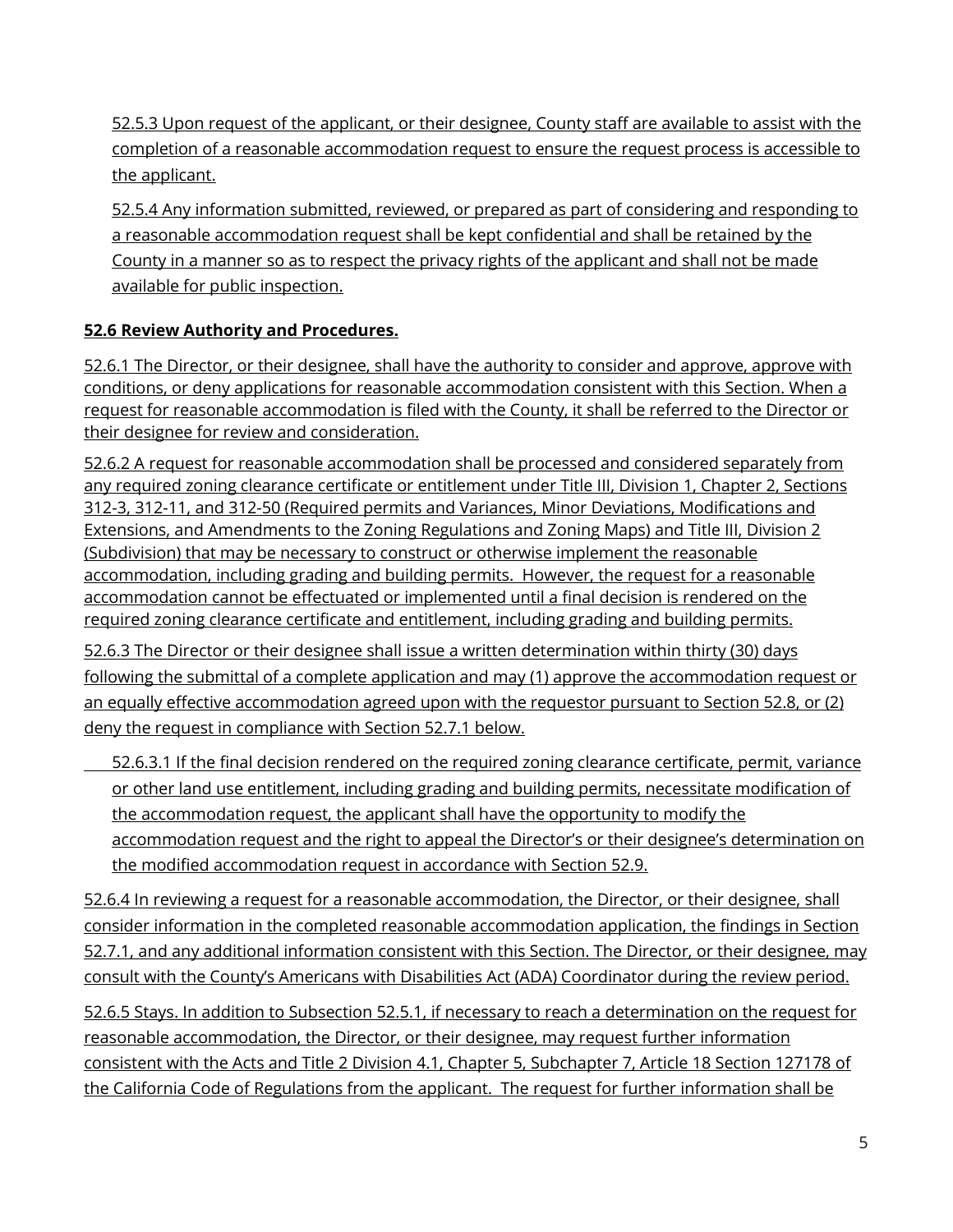52.5.3 Upon request of the applicant, or their designee, County staff are available to assist with the completion of a reasonable accommodation request to ensure the request process is accessible to the applicant.

52.5.4 Any information submitted, reviewed, or prepared as part of considering and responding to a reasonable accommodation request shall be kept confidential and shall be retained by the County in a manner so as to respect the privacy rights of the applicant and shall not be made available for public inspection.

**52.6 Review Authority and Procedures.**

52.6.1 The Director, or their designee, shall have the authority to consider and approve, approve with conditions, or deny applications for reasonable accommodation consistent with this Section. When a request for reasonable accommodation is filed with the County, it shall be referred to the Director or their designee for review and consideration.

52.6.2 A request for reasonable accommodation shall be processed and considered separately from any required zoning clearance certificate or entitlement under Title III, Division 1, Chapter 2, Sections 312-3, 312-11, and 312-50 (Required permits and Variances, Minor Deviations, Modifications and Extensions, and Amendments to the Zoning Regulations and Zoning Maps) and Title III, Division 2 (Subdivision) that may be necessary to construct or otherwise implement the reasonable accommodation, including grading and building permits. However, the request for a reasonable accommodation cannot be effectuated or implemented until a final decision is rendered on the required zoning clearance certificate and entitlement, including grading and building permits.

52.6.3 The Director or their designee shall issue a written determination within thirty (30) days following the submittal of a complete application and may (1) approve the accommodation request or an equally effective accommodation agreed upon with the requestor pursuant to Section 52.8, or (2) deny the request in compliance with Section 52.7.1 below.

52.6.3.1 If the final decision rendered on the required zoning clearance certificate, permit, variance or other land use entitlement, including grading and building permits, necessitate modification of the accommodation request, the applicant shall have the opportunity to modify the accommodation request and the right to appeal the Director's or their designee's determination on the modified accommodation request in accordance with Section 52.9.

52.6.4 In reviewing a request for a reasonable accommodation, the Director, or their designee, shall consider information in the completed reasonable accommodation application, the findings in Section 52.7.1, and any additional information consistent with this Section. The Director, or their designee, may consult with the County's Americans with Disabilities Act (ADA) Coordinator during the review period.

52.6.5 Stays. In addition to Subsection 52.5.1, if necessary to reach a determination on the request for reasonable accommodation, the Director, or their designee, may request further information consistent with the Acts and Title 2 Division 4.1, Chapter 5, Subchapter 7, Article 18 Section 127178 of the California Code of Regulations from the applicant. The request for further information shall be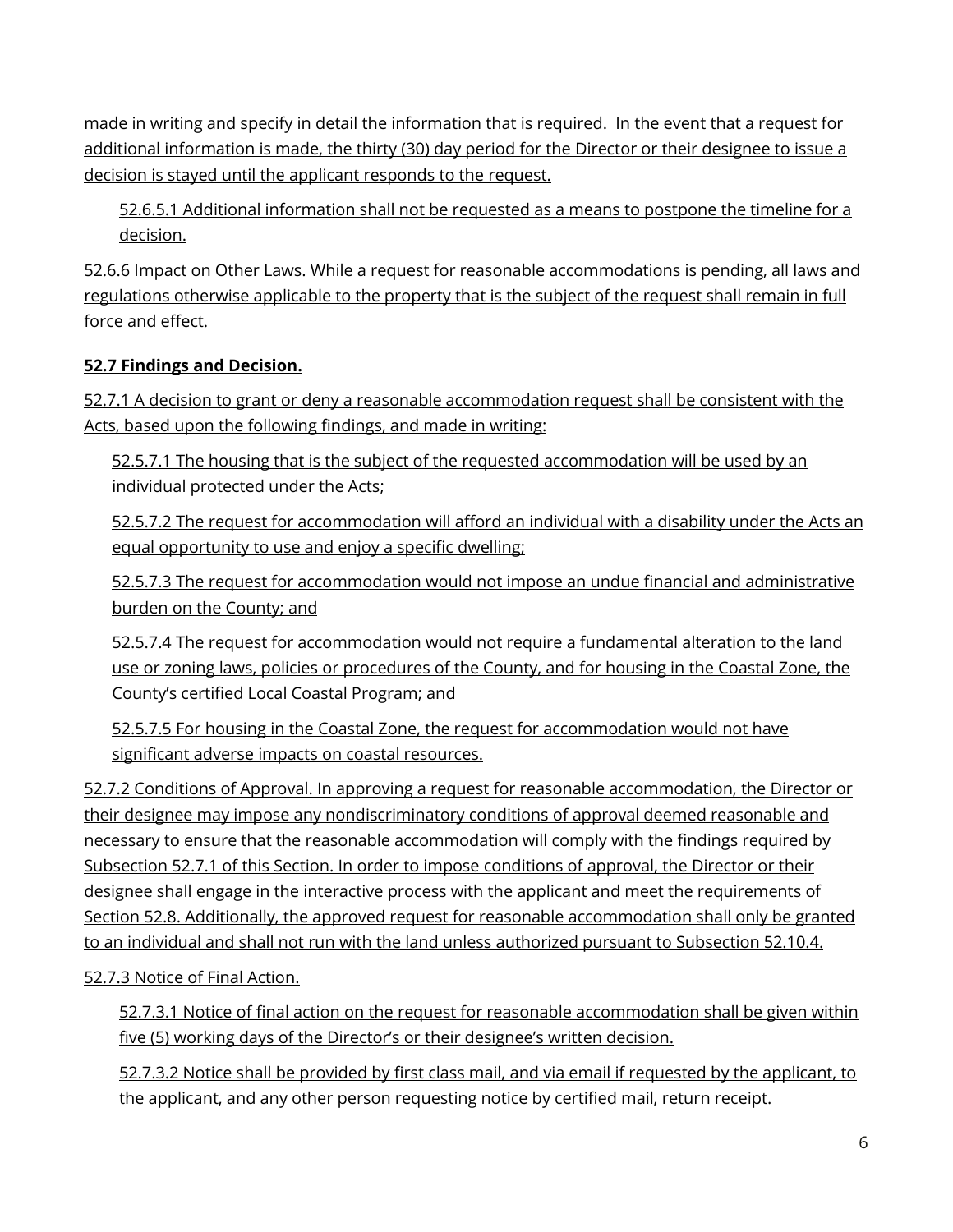made in writing and specify in detail the information that is required. In the event that a request for additional information is made, the thirty (30) day period for the Director or their designee to issue a decision is stayed until the applicant responds to the request.

52.6.5.1 Additional information shall not be requested as a means to postpone the timeline for a decision.

52.6.6 Impact on Other Laws. While a request for reasonable accommodations is pending, all laws and regulations otherwise applicable to the property that is the subject of the request shall remain in full force and effect.

**52.7 Findings and Decision.**

52.7.1 A decision to grant or deny a reasonable accommodation request shall be consistent with the Acts, based upon the following findings, and made in writing:

52.5.7.1 The housing that is the subject of the requested accommodation will be used by an individual protected under the Acts;

52.5.7.2 The request for accommodation will afford an individual with a disability under the Acts an equal opportunity to use and enjoy a specific dwelling;

52.5.7.3 The request for accommodation would not impose an undue financial and administrative burden on the County; and

52.5.7.4 The request for accommodation would not require a fundamental alteration to the land use or zoning laws, policies or procedures of the County, and for housing in the Coastal Zone, the County's certified Local Coastal Program; and

52.5.7.5 For housing in the Coastal Zone, the request for accommodation would not have significant adverse impacts on coastal resources.

52.7.2 Conditions of Approval. In approving a request for reasonable accommodation, the Director or their designee may impose any nondiscriminatory conditions of approval deemed reasonable and necessary to ensure that the reasonable accommodation will comply with the findings required by Subsection 52.7.1 of this Section. In order to impose conditions of approval, the Director or their designee shall engage in the interactive process with the applicant and meet the requirements of Section 52.8. Additionally, the approved request for reasonable accommodation shall only be granted to an individual and shall not run with the land unless authorized pursuant to Subsection 52.10.4.

52.7.3 Notice of Final Action.

52.7.3.1 Notice of final action on the request for reasonable accommodation shall be given within five (5) working days of the Director's or their designee's written decision.

52.7.3.2 Notice shall be provided by first class mail, and via email if requested by the applicant, to the applicant, and any other person requesting notice by certified mail, return receipt.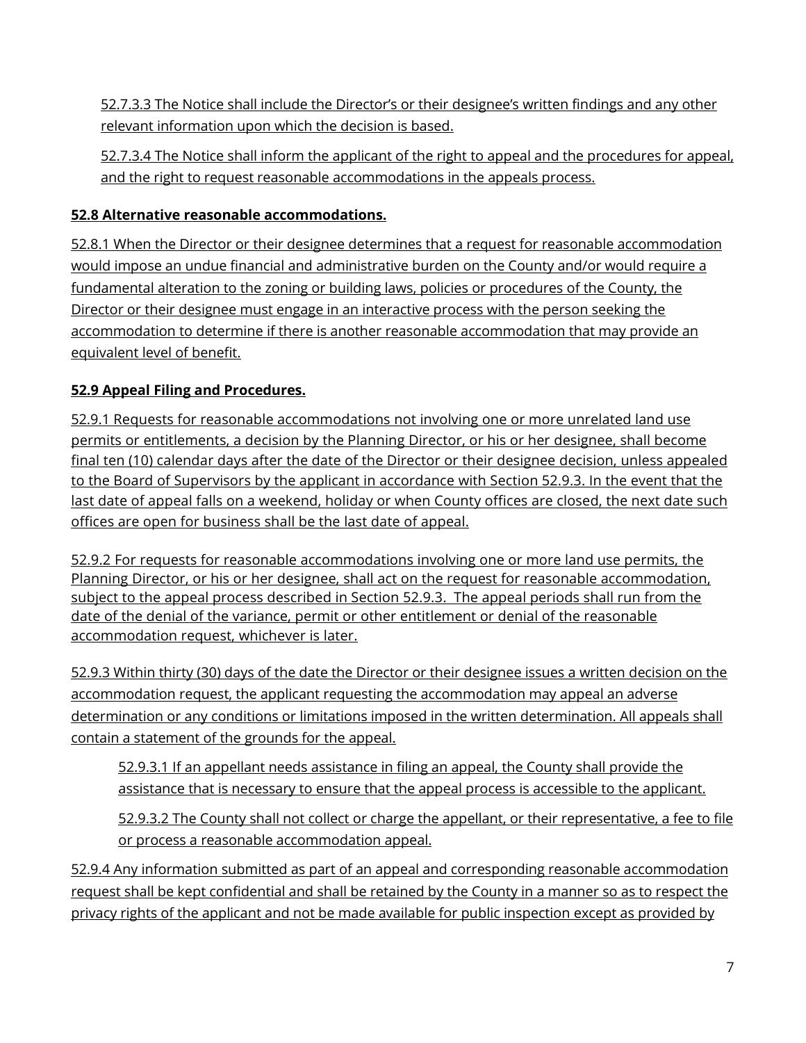52.7.3.3 The Notice shall include the Director's or their designee's written findings and any other relevant information upon which the decision is based.

52.7.3.4 The Notice shall inform the applicant of the right to appeal and the procedures for appeal, and the right to request reasonable accommodations in the appeals process.

**52.8 Alternative reasonable accommodations.**

52.8.1 When the Director or their designee determines that a request for reasonable accommodation would impose an undue financial and administrative burden on the County and/or would require a fundamental alteration to the zoning or building laws, policies or procedures of the County, the Director or their designee must engage in an interactive process with the person seeking the accommodation to determine if there is another reasonable accommodation that may provide an equivalent level of benefit.

**52.9 Appeal Filing and Procedures.**

52.9.1 Requests for reasonable accommodations not involving one or more unrelated land use permits or entitlements, a decision by the Planning Director, or his or her designee, shall become final ten (10) calendar days after the date of the Director or their designee decision, unless appealed to the Board of Supervisors by the applicant in accordance with Section 52.9.3. In the event that the last date of appeal falls on a weekend, holiday or when County offices are closed, the next date such offices are open for business shall be the last date of appeal.

52.9.2 For requests for reasonable accommodations involving one or more land use permits, the Planning Director, or his or her designee, shall act on the request for reasonable accommodation, subject to the appeal process described in Section 52.9.3. The appeal periods shall run from the date of the denial of the variance, permit or other entitlement or denial of the reasonable accommodation request, whichever is later.

52.9.3 Within thirty (30) days of the date the Director or their designee issues a written decision on the accommodation request, the applicant requesting the accommodation may appeal an adverse determination or any conditions or limitations imposed in the written determination. All appeals shall contain a statement of the grounds for the appeal.

52.9.3.1 If an appellant needs assistance in filing an appeal, the County shall provide the assistance that is necessary to ensure that the appeal process is accessible to the applicant.

52.9.3.2 The County shall not collect or charge the appellant, or their representative, a fee to file or process a reasonable accommodation appeal.

52.9.4 Any information submitted as part of an appeal and corresponding reasonable accommodation request shall be kept confidential and shall be retained by the County in a manner so as to respect the privacy rights of the applicant and not be made available for public inspection except as provided by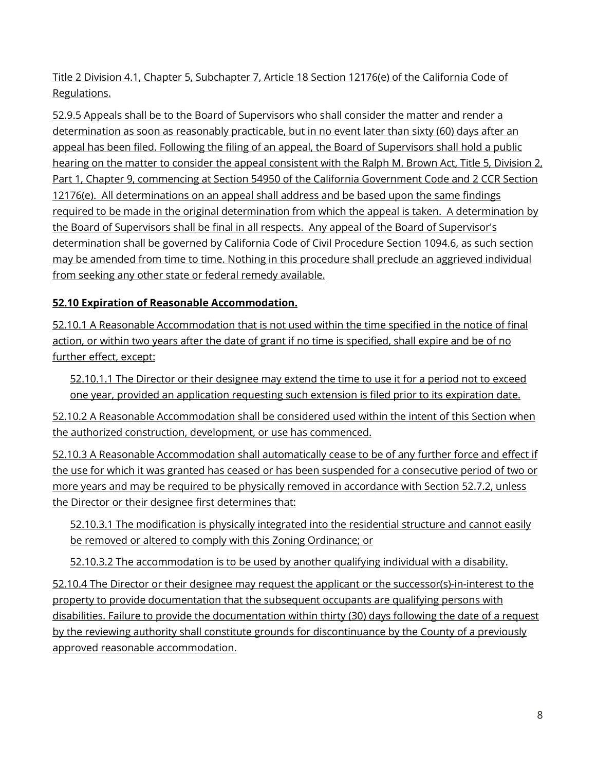Title 2 Division 4.1, Chapter 5, Subchapter 7, Article 18 Section 12176(e) of the California Code of Regulations.

52.9.5 Appeals shall be to the Board of Supervisors who shall consider the matter and render a determination as soon as reasonably practicable, but in no event later than sixty (60) days after an appeal has been filed. Following the filing of an appeal, the Board of Supervisors shall hold a public hearing on the matter to consider the appeal consistent with the Ralph M. Brown Act, Title 5, Division 2, Part 1, Chapter 9, commencing at Section 54950 of the California Government Code and 2 CCR Section 12176(e). All determinations on an appeal shall address and be based upon the same findings required to be made in the original determination from which the appeal is taken. A determination by the Board of Supervisors shall be final in all respects. Any appeal of the Board of Supervisor's determination shall be governed by California Code of Civil Procedure Section 1094.6, as such section may be amended from time to time. Nothing in this procedure shall preclude an aggrieved individual from seeking any other state or federal remedy available.

**52.10 Expiration of Reasonable Accommodation.**

52.10.1 A Reasonable Accommodation that is not used within the time specified in the notice of final action, or within two years after the date of grant if no time is specified, shall expire and be of no further effect, except:

52.10.1.1 The Director or their designee may extend the time to use it for a period not to exceed one year, provided an application requesting such extension is filed prior to its expiration date.

52.10.2 A Reasonable Accommodation shall be considered used within the intent of this Section when the authorized construction, development, or use has commenced.

52.10.3 A Reasonable Accommodation shall automatically cease to be of any further force and effect if the use for which it was granted has ceased or has been suspended for a consecutive period of two or more years and may be required to be physically removed in accordance with Section 52.7.2, unless the Director or their designee first determines that:

52.10.3.1 The modification is physically integrated into the residential structure and cannot easily be removed or altered to comply with this Zoning Ordinance; or

52.10.3.2 The accommodation is to be used by another qualifying individual with a disability.

52.10.4 The Director or their designee may request the applicant or the successor(s)-in-interest to the property to provide documentation that the subsequent occupants are qualifying persons with disabilities. Failure to provide the documentation within thirty (30) days following the date of a request by the reviewing authority shall constitute grounds for discontinuance by the County of a previously approved reasonable accommodation.